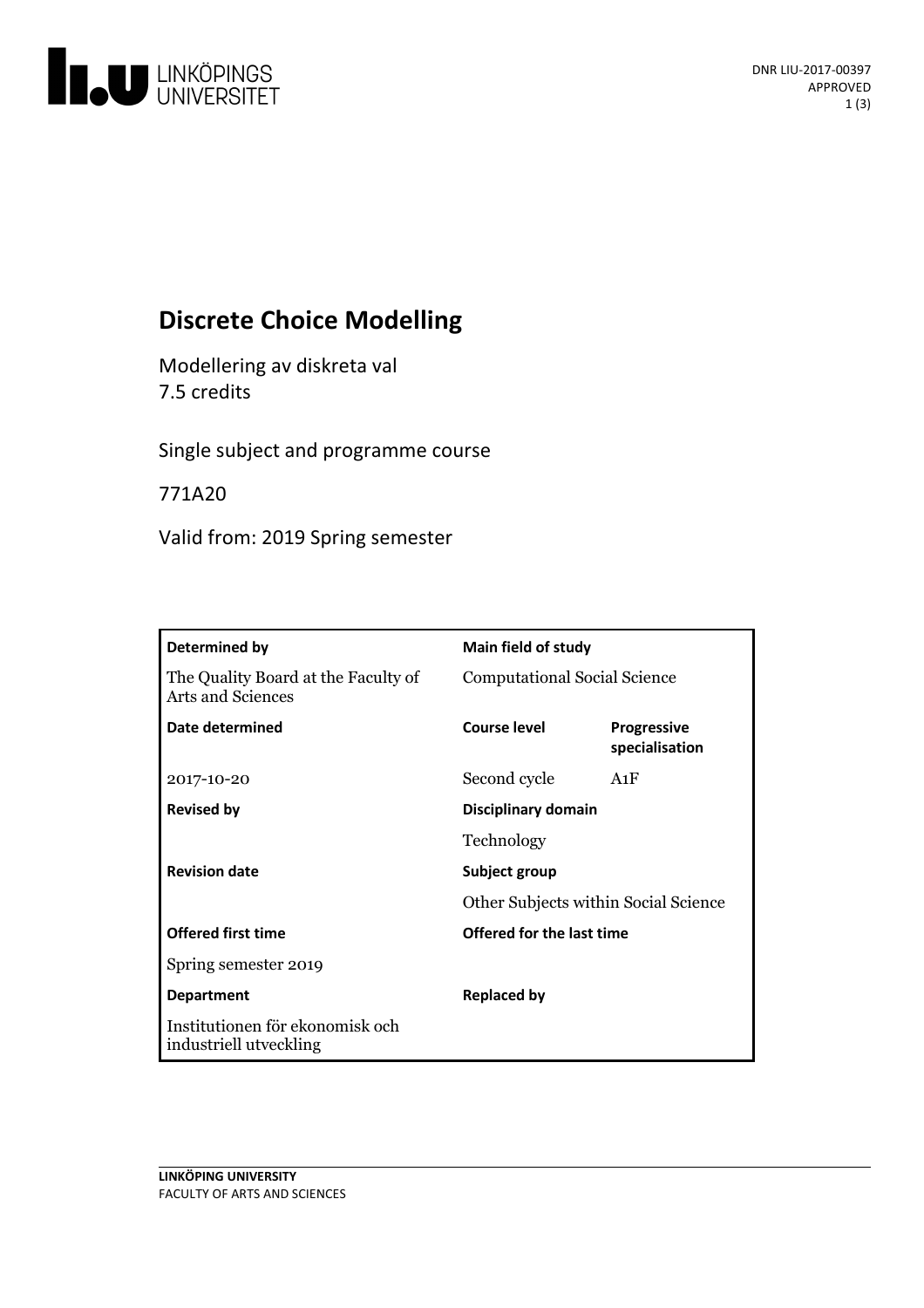# Discrete Choice Modelling

Modellering av diskreta val
7.5 credits

Single subject and programme course

771A20

Valid from: 2019 Spring semester

| Determined by | Main field of study | |
|---|---|---|
| The Quality Board at the Faculty of Arts and Sciences | Computational Social Science | |
| **Date determined** | **Course level** | **Progressive specialisation** |
| 2017-10-20 | Second cycle | A1F |
| **Revised by** | **Disciplinary domain** | |
| | Technology | |
| **Revision date** | **Subject group** | |
| | Other Subjects within Social Science | |
| **Offered first time** | **Offered for the last time** | |
| Spring semester 2019 | | |
| **Department** | **Replaced by** | |
| Institutionen för ekonomisk och industriell utveckling | | |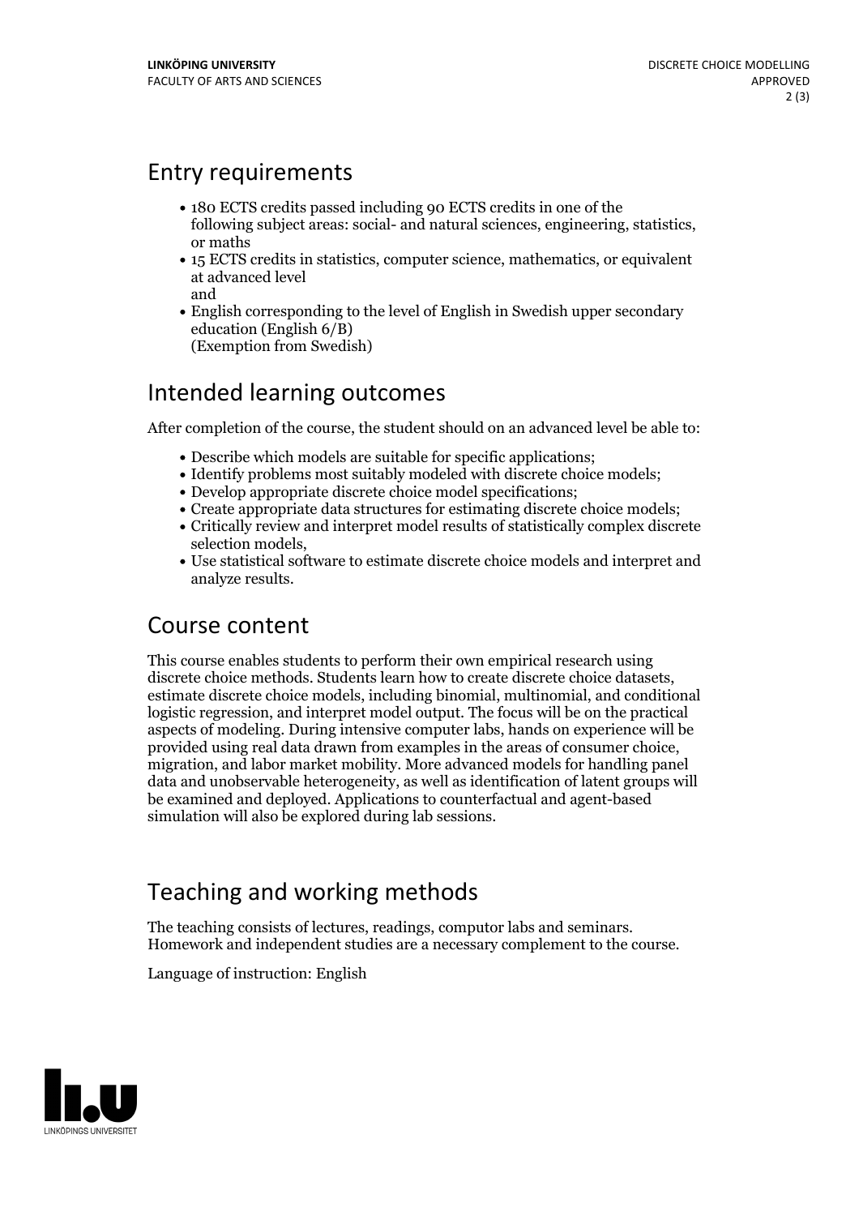## Entry requirements

- 180 ECTS credits passed including 90 ECTS credits in one of the following subject areas: social- and natural sciences, engineering, statistics, or maths
- 15 ECTS credits in statistics, computer science, mathematics, or equivalent at advanced level
  and
- English corresponding to the level of English in Swedish upper secondary education (English 6/B)
  (Exemption from Swedish)

## Intended learning outcomes

After completion of the course, the student should on an advanced level be able to:

- Describe which models are suitable for specific applications;
- Identify problems most suitably modeled with discrete choice models;
- Develop appropriate discrete choice model specifications;
- Create appropriate data structures for estimating discrete choice models;
- Critically review and interpret model results of statistically complex discrete selection models,
- Use statistical software to estimate discrete choice models and interpret and analyze results.

## Course content

This course enables students to perform their own empirical research using discrete choice methods. Students learn how to create discrete choice datasets, estimate discrete choice models, including binomial, multinomial, and conditional logistic regression, and interpret model output. The focus will be on the practical aspects of modeling. During intensive computer labs, hands on experience will be provided using real data drawn from examples in the areas of consumer choice, migration, and labor market mobility. More advanced models for handling panel data and unobservable heterogeneity, as well as identification of latent groups will be examined and deployed. Applications to counterfactual and agent-based simulation will also be explored during lab sessions.

## Teaching and working methods

The teaching consists of lectures, readings, computor labs and seminars. Homework and independent studies are a necessary complement to the course.

Language of instruction: English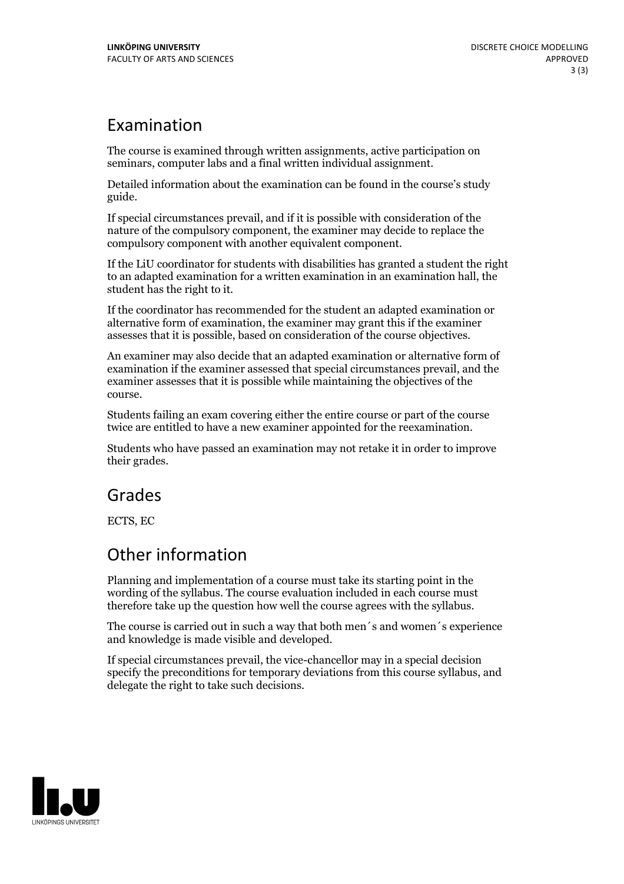## Examination

The course is examined through written assignments, active participation on seminars, computer labs and a final written individual assignment.

Detailed information about the examination can be found in the course's study guide.

If special circumstances prevail, and if it is possible with consideration of the nature of the compulsory component, the examiner may decide to replace the compulsory component with another equivalent component.

If the LiU coordinator for students with disabilities has granted a student the right to an adapted examination for a written examination in an examination hall, the student has the right to it.

If the coordinator has recommended for the student an adapted examination or alternative form of examination, the examiner may grant this if the examiner assesses that it is possible, based on consideration of the course objectives.

An examiner may also decide that an adapted examination or alternative form of examination if the examiner assessed that special circumstances prevail, and the examiner assesses that it is possible while maintaining the objectives of the course.

Students failing an exam covering either the entire course or part of the course twice are entitled to have a new examiner appointed for the reexamination.

Students who have passed an examination may not retake it in order to improve their grades.

## Grades

ECTS, EC

## Other information

Planning and implementation of a course must take its starting point in the wording of the syllabus. The course evaluation included in each course must therefore take up the question how well the course agrees with the syllabus.

The course is carried out in such a way that both men´s and women´s experience and knowledge is made visible and developed.

If special circumstances prevail, the vice-chancellor may in a special decision specify the preconditions for temporary deviations from this course syllabus, and delegate the right to take such decisions.